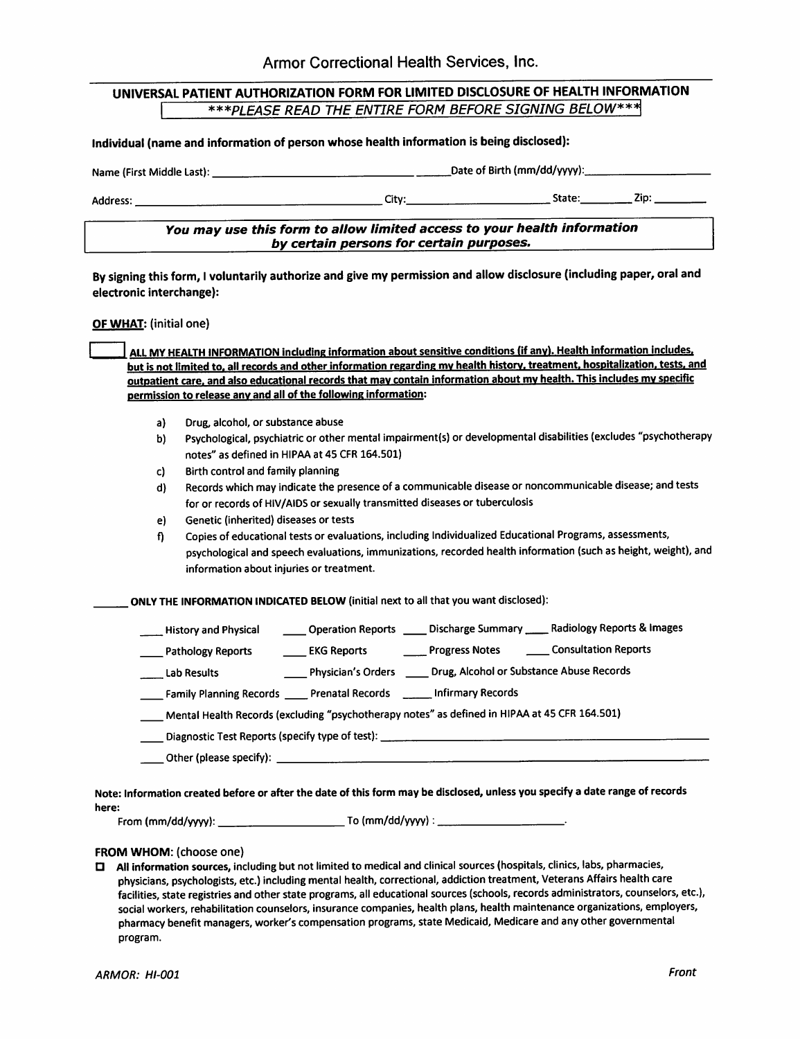# Armor Correctional Health Services, Inc.

## UNIVERSAL PATIENT AUTHORIZATION FORM FOR LIMITED DISCLOSURE OF HEALTH INFORMATION

***\*\*\*PLEASE READ THE ENTIRE FORM BEFORE SIGNING BELOW\*\*\****

**Individual (name and information of person whose health information is being disclosed):**

Name (First Middle Last): ________________________________ Date of Birth (mm/dd/yyyy): ____________________

Address: ______________________________________ City: ______________________ State: ________ Zip: ________

***You may use this form to allow limited access to your health information by certain persons for certain purposes.***

**By signing this form, I voluntarily authorize and give my permission and allow disclosure (including paper, oral and electronic interchange):**

**OF WHAT:** (initial one)

☐ **ALL MY HEALTH INFORMATION including information about sensitive conditions (if any). Health information includes, but is not limited to, all records and other information regarding my health history, treatment, hospitalization, tests, and outpatient care, and also educational records that may contain information about my health. This includes my specific permission to release any and all of the following information:**

- a) Drug, alcohol, or substance abuse
- b) Psychological, psychiatric or other mental impairment(s) or developmental disabilities (excludes "psychotherapy notes" as defined in HIPAA at 45 CFR 164.501)
- c) Birth control and family planning
- d) Records which may indicate the presence of a communicable disease or noncommunicable disease; and tests for or records of HIV/AIDS or sexually transmitted diseases or tuberculosis
- e) Genetic (inherited) diseases or tests
- f) Copies of educational tests or evaluations, including Individualized Educational Programs, assessments, psychological and speech evaluations, immunizations, recorded health information (such as height, weight), and information about injuries or treatment.

______ **ONLY THE INFORMATION INDICATED BELOW** (initial next to all that you want disclosed):

____ History and Physical ____ Operation Reports ____ Discharge Summary ____ Radiology Reports & Images

____ Pathology Reports ____ EKG Reports ____ Progress Notes ____ Consultation Reports

____ Lab Results ____ Physician's Orders ____ Drug, Alcohol or Substance Abuse Records

____ Family Planning Records ____ Prenatal Records _____ Infirmary Records

____ Mental Health Records (excluding "psychotherapy notes" as defined in HIPAA at 45 CFR 164.501)

____ Diagnostic Test Reports (specify type of test): ______________________________________________

____ Other (please specify): ______________________________________________________________

**Note: Information created before or after the date of this form may be disclosed, unless you specify a date range of records here:**

From (mm/dd/yyyy): ____________________ To (mm/dd/yyyy) : ____________________.

**FROM WHOM:** (choose one)

☐ **All information sources,** including but not limited to medical and clinical sources (hospitals, clinics, labs, pharmacies, physicians, psychologists, etc.) including mental health, correctional, addiction treatment, Veterans Affairs health care facilities, state registries and other state programs, all educational sources (schools, records administrators, counselors, etc.), social workers, rehabilitation counselors, insurance companies, health plans, health maintenance organizations, employers, pharmacy benefit managers, worker's compensation programs, state Medicaid, Medicare and any other governmental program.

*ARMOR: HI-001* *Front*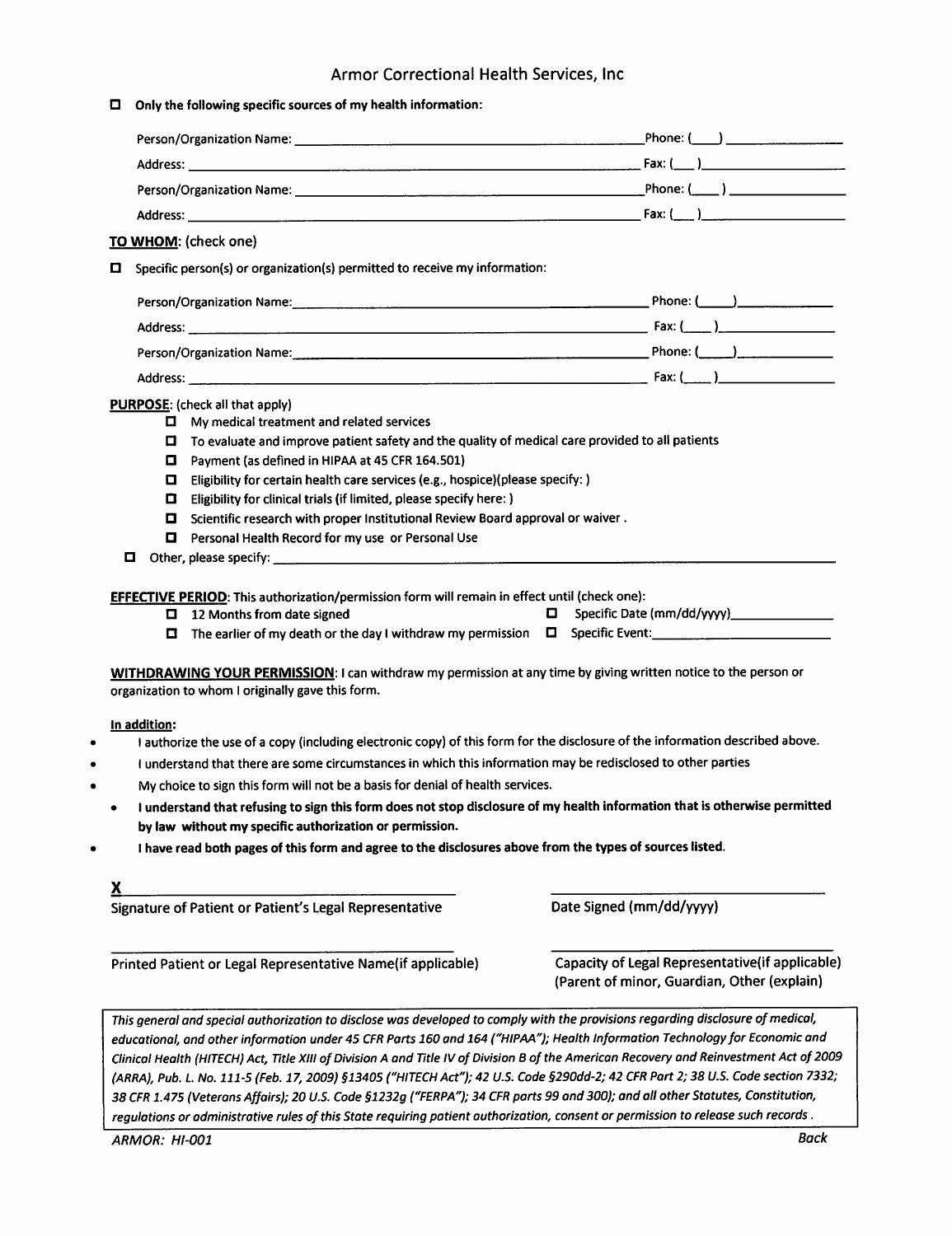# Armor Correctional Health Services, Inc

☐ **Only the following specific sources of my health information:**

Person/Organization Name: ______________________________ Phone: (___) ______________

Address: ______________________________ Fax: (___) ______________

Person/Organization Name: ______________________________ Phone: (___) ______________

Address: ______________________________ Fax: (___) ______________

**TO WHOM**: (check one)

☐ Specific person(s) or organization(s) permitted to receive my information:

Person/Organization Name: ______________________________ Phone: (___) ______________

Address: ______________________________ Fax: (___) ______________

Person/Organization Name: ______________________________ Phone: (___) ______________

Address: ______________________________ Fax: (___) ______________

**PURPOSE**: (check all that apply)

- ☐ My medical treatment and related services
- ☐ To evaluate and improve patient safety and the quality of medical care provided to all patients
- ☐ Payment (as defined in HIPAA at 45 CFR 164.501)
- ☐ Eligibility for certain health care services (e.g., hospice)(please specify: )
- ☐ Eligibility for clinical trials (if limited, please specify here: )
- ☐ Scientific research with proper Institutional Review Board approval or waiver .
- ☐ Personal Health Record for my use or Personal Use
- ☐ Other, please specify: ______________________________

**EFFECTIVE PERIOD**: This authorization/permission form will remain in effect until (check one):

- ☐ 12 Months from date signed
- ☐ Specific Date (mm/dd/yyyy)______________
- ☐ The earlier of my death or the day I withdraw my permission
- ☐ Specific Event:______________________

**WITHDRAWING YOUR PERMISSION**: I can withdraw my permission at any time by giving written notice to the person or organization to whom I originally gave this form.

**In addition:**

- I authorize the use of a copy (including electronic copy) of this form for the disclosure of the information described above.
- I understand that there are some circumstances in which this information may be redisclosed to other parties
- My choice to sign this form will not be a basis for denial of health services.
- **I understand that refusing to sign this form does not stop disclosure of my health information that is otherwise permitted by law without my specific authorization or permission.**
- **I have read both pages of this form and agree to the disclosures above from the types of sources listed.**

**X** ______________________________ ______________________________

Signature of Patient or Patient's Legal Representative — Date Signed (mm/dd/yyyy)

______________________________ ______________________________

Printed Patient or Legal Representative Name(if applicable) — Capacity of Legal Representative(if applicable) (Parent of minor, Guardian, Other (explain)

*This general and special authorization to disclose was developed to comply with the provisions regarding disclosure of medical, educational, and other information under 45 CFR Parts 160 and 164 ("HIPAA"); Health Information Technology for Economic and Clinical Health (HITECH) Act, Title XIII of Division A and Title IV of Division B of the American Recovery and Reinvestment Act of 2009 (ARRA), Pub. L. No. 111-5 (Feb. 17, 2009) §13405 ("HITECH Act"); 42 U.S. Code §290dd-2; 42 CFR Part 2; 38 U.S. Code section 7332; 38 CFR 1.475 (Veterans Affairs); 20 U.S. Code §1232g ("FERPA"); 34 CFR parts 99 and 300); and all other Statutes, Constitution, regulations or administrative rules of this State requiring patient authorization, consent or permission to release such records .*

*ARMOR: HI-001* *Back*